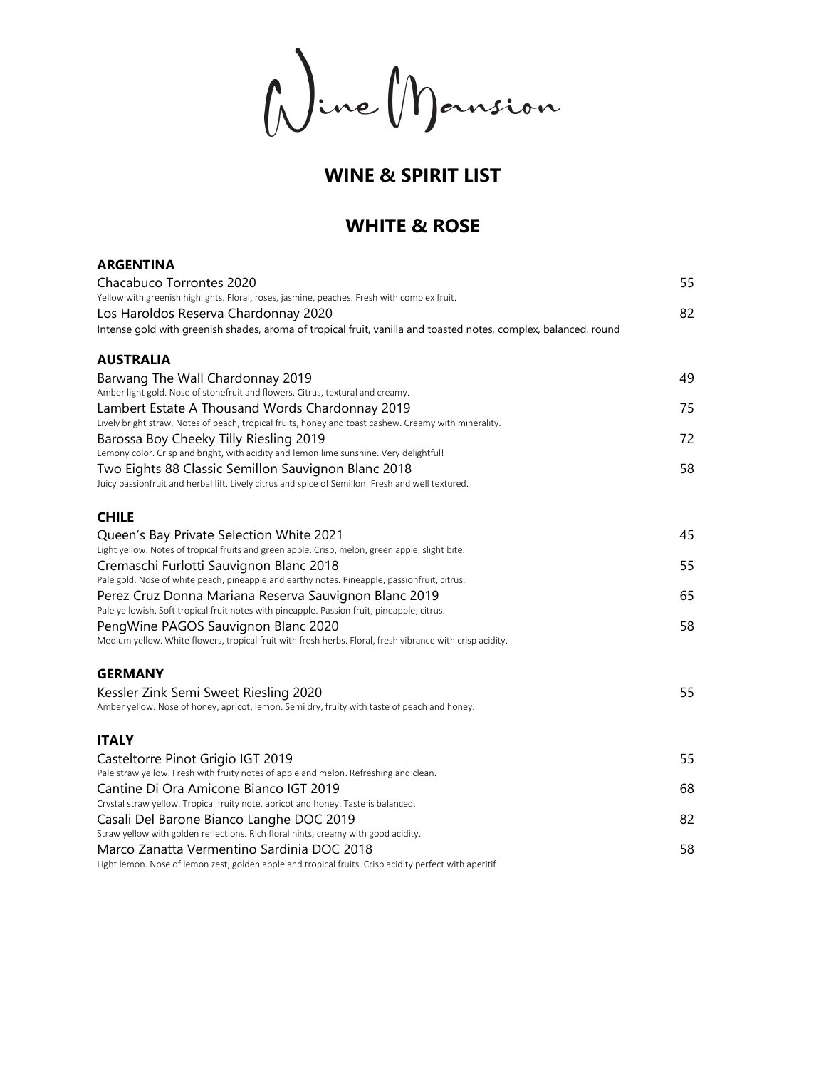# Wine Mansion

## WINE & SPIRIT LIST

## WHITE & ROSE

### ARGENTINA

Chacabuco Torrontes 2020 — 55
Yellow with greenish highlights. Floral, roses, jasmine, peaches. Fresh with complex fruit.

Los Haroldos Reserva Chardonnay 2020 — 82
Intense gold with greenish shades, aroma of tropical fruit, vanilla and toasted notes, complex, balanced, round

### AUSTRALIA

Barwang The Wall Chardonnay 2019 — 49
Amber light gold. Nose of stonefruit and flowers. Citrus, textural and creamy.

Lambert Estate A Thousand Words Chardonnay 2019 — 75
Lively bright straw. Notes of peach, tropical fruits, honey and toast cashew. Creamy with minerality.

Barossa Boy Cheeky Tilly Riesling 2019 — 72
Lemony color. Crisp and bright, with acidity and lemon lime sunshine. Very delightful!

Two Eights 88 Classic Semillon Sauvignon Blanc 2018 — 58
Juicy passionfruit and herbal lift. Lively citrus and spice of Semillon. Fresh and well textured.

### CHILE

Queen's Bay Private Selection White 2021 — 45
Light yellow. Notes of tropical fruits and green apple. Crisp, melon, green apple, slight bite.

Cremaschi Furlotti Sauvignon Blanc 2018 — 55
Pale gold. Nose of white peach, pineapple and earthy notes. Pineapple, passionfruit, citrus.

Perez Cruz Donna Mariana Reserva Sauvignon Blanc 2019 — 65
Pale yellowish. Soft tropical fruit notes with pineapple. Passion fruit, pineapple, citrus.

PengWine PAGOS Sauvignon Blanc 2020 — 58
Medium yellow. White flowers, tropical fruit with fresh herbs. Floral, fresh vibrance with crisp acidity.

### GERMANY

Kessler Zink Semi Sweet Riesling 2020 — 55
Amber yellow. Nose of honey, apricot, lemon. Semi dry, fruity with taste of peach and honey.

### ITALY

Casteltorre Pinot Grigio IGT 2019 — 55
Pale straw yellow. Fresh with fruity notes of apple and melon. Refreshing and clean.

Cantine Di Ora Amicone Bianco IGT 2019 — 68
Crystal straw yellow. Tropical fruity note, apricot and honey. Taste is balanced.

Casali Del Barone Bianco Langhe DOC 2019 — 82
Straw yellow with golden reflections. Rich floral hints, creamy with good acidity.

Marco Zanatta Vermentino Sardinia DOC 2018 — 58
Light lemon. Nose of lemon zest, golden apple and tropical fruits. Crisp acidity perfect with aperitif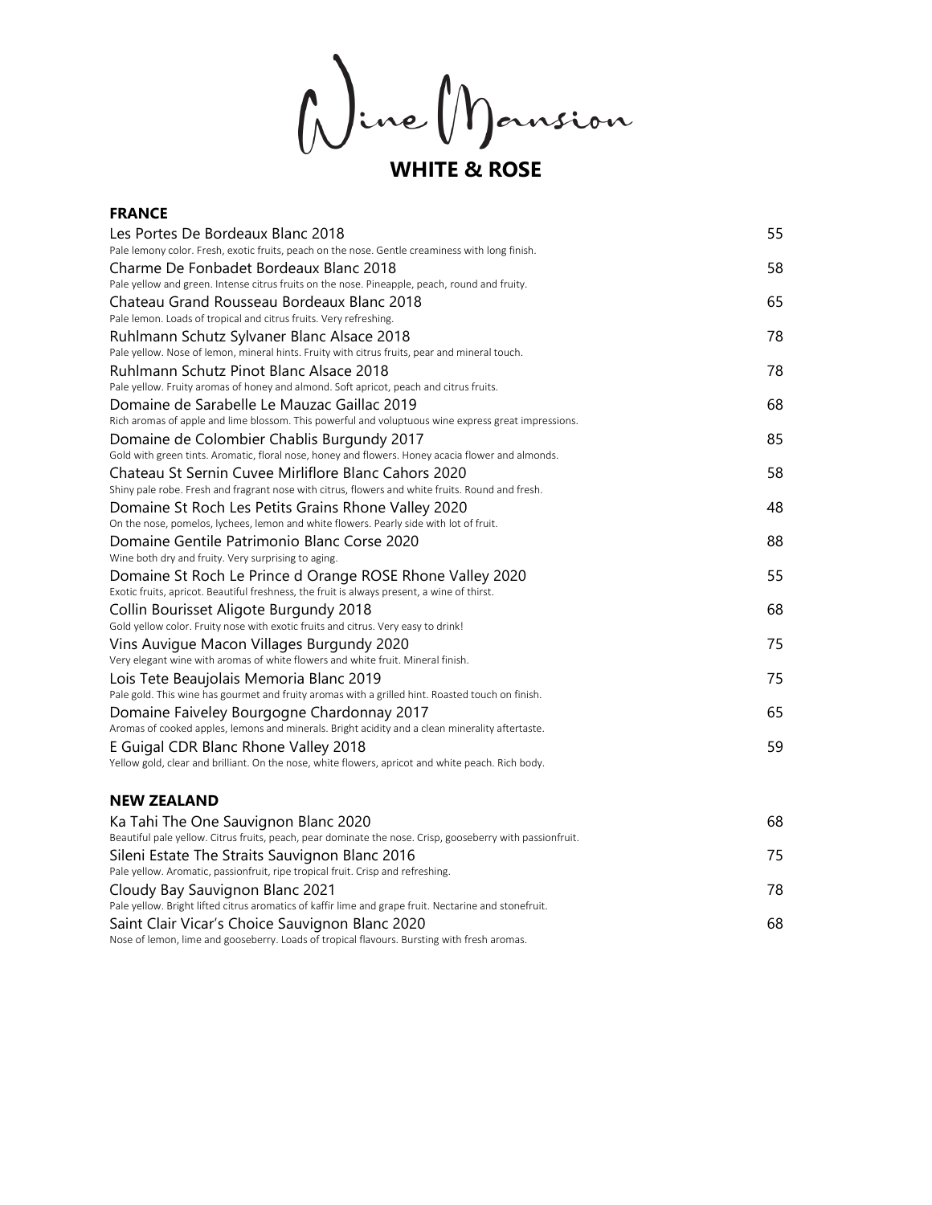# Wine Mansion

## WHITE & ROSE

### FRANCE

| | |
|---|---|
| Les Portes De Bordeaux Blanc 2018<br>Pale lemony color. Fresh, exotic fruits, peach on the nose. Gentle creaminess with long finish. | 55 |
| Charme De Fonbadet Bordeaux Blanc 2018<br>Pale yellow and green. Intense citrus fruits on the nose. Pineapple, peach, round and fruity. | 58 |
| Chateau Grand Rousseau Bordeaux Blanc 2018<br>Pale lemon. Loads of tropical and citrus fruits. Very refreshing. | 65 |
| Ruhlmann Schutz Sylvaner Blanc Alsace 2018<br>Pale yellow. Nose of lemon, mineral hints. Fruity with citrus fruits, pear and mineral touch. | 78 |
| Ruhlmann Schutz Pinot Blanc Alsace 2018<br>Pale yellow. Fruity aromas of honey and almond. Soft apricot, peach and citrus fruits. | 78 |
| Domaine de Sarabelle Le Mauzac Gaillac 2019<br>Rich aromas of apple and lime blossom. This powerful and voluptuous wine express great impressions. | 68 |
| Domaine de Colombier Chablis Burgundy 2017<br>Gold with green tints. Aromatic, floral nose, honey and flowers. Honey acacia flower and almonds. | 85 |
| Chateau St Sernin Cuvee Mirliflore Blanc Cahors 2020<br>Shiny pale robe. Fresh and fragrant nose with citrus, flowers and white fruits. Round and fresh. | 58 |
| Domaine St Roch Les Petits Grains Rhone Valley 2020<br>On the nose, pomelos, lychees, lemon and white flowers. Pearly side with lot of fruit. | 48 |
| Domaine Gentile Patrimonio Blanc Corse 2020<br>Wine both dry and fruity. Very surprising to aging. | 88 |
| Domaine St Roch Le Prince d Orange ROSE Rhone Valley 2020<br>Exotic fruits, apricot. Beautiful freshness, the fruit is always present, a wine of thirst. | 55 |
| Collin Bourisset Aligote Burgundy 2018<br>Gold yellow color. Fruity nose with exotic fruits and citrus. Very easy to drink! | 68 |
| Vins Auvigue Macon Villages Burgundy 2020<br>Very elegant wine with aromas of white flowers and white fruit. Mineral finish. | 75 |
| Lois Tete Beaujolais Memoria Blanc 2019<br>Pale gold. This wine has gourmet and fruity aromas with a grilled hint. Roasted touch on finish. | 75 |
| Domaine Faiveley Bourgogne Chardonnay 2017<br>Aromas of cooked apples, lemons and minerals. Bright acidity and a clean minerality aftertaste. | 65 |
| E Guigal CDR Blanc Rhone Valley 2018<br>Yellow gold, clear and brilliant. On the nose, white flowers, apricot and white peach. Rich body. | 59 |

### NEW ZEALAND

| | |
|---|---|
| Ka Tahi The One Sauvignon Blanc 2020<br>Beautiful pale yellow. Citrus fruits, peach, pear dominate the nose. Crisp, gooseberry with passionfruit. | 68 |
| Sileni Estate The Straits Sauvignon Blanc 2016<br>Pale yellow. Aromatic, passionfruit, ripe tropical fruit. Crisp and refreshing. | 75 |
| Cloudy Bay Sauvignon Blanc 2021<br>Pale yellow. Bright lifted citrus aromatics of kaffir lime and grape fruit. Nectarine and stonefruit. | 78 |
| Saint Clair Vicar's Choice Sauvignon Blanc 2020<br>Nose of lemon, lime and gooseberry. Loads of tropical flavours. Bursting with fresh aromas. | 68 |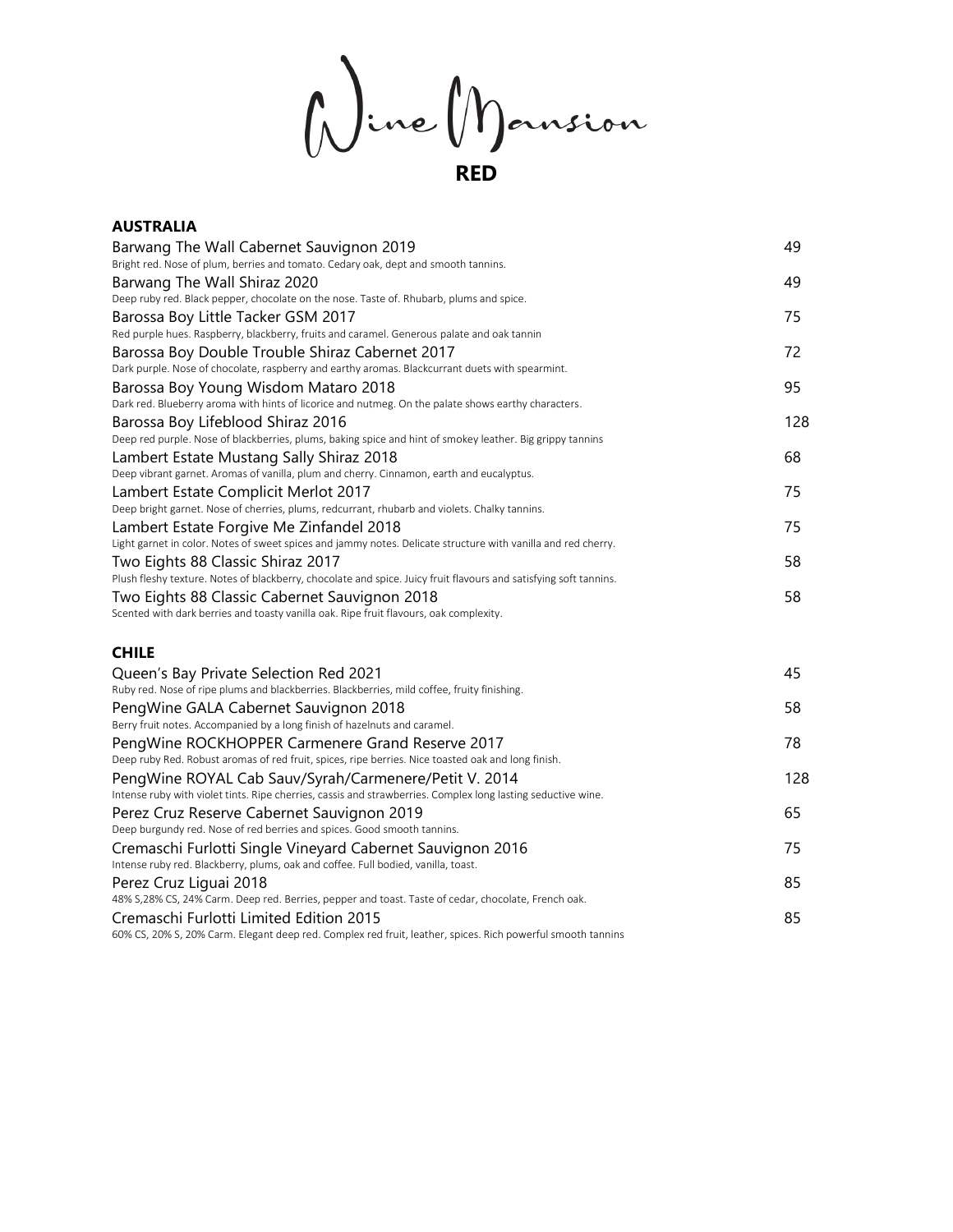# Wine Mansion

## RED

### AUSTRALIA

| Wine | Price |
|---|---|
| Barwang The Wall Cabernet Sauvignon 2019<br>Bright red. Nose of plum, berries and tomato. Cedary oak, dept and smooth tannins. | 49 |
| Barwang The Wall Shiraz 2020<br>Deep ruby red. Black pepper, chocolate on the nose. Taste of. Rhubarb, plums and spice. | 49 |
| Barossa Boy Little Tacker GSM 2017<br>Red purple hues. Raspberry, blackberry, fruits and caramel. Generous palate and oak tannin | 75 |
| Barossa Boy Double Trouble Shiraz Cabernet 2017<br>Dark purple. Nose of chocolate, raspberry and earthy aromas. Blackcurrant duets with spearmint. | 72 |
| Barossa Boy Young Wisdom Mataro 2018<br>Dark red. Blueberry aroma with hints of licorice and nutmeg. On the palate shows earthy characters. | 95 |
| Barossa Boy Lifeblood Shiraz 2016<br>Deep red purple. Nose of blackberries, plums, baking spice and hint of smokey leather. Big grippy tannins | 128 |
| Lambert Estate Mustang Sally Shiraz 2018<br>Deep vibrant garnet. Aromas of vanilla, plum and cherry. Cinnamon, earth and eucalyptus. | 68 |
| Lambert Estate Complicit Merlot 2017<br>Deep bright garnet. Nose of cherries, plums, redcurrant, rhubarb and violets. Chalky tannins. | 75 |
| Lambert Estate Forgive Me Zinfandel 2018<br>Light garnet in color. Notes of sweet spices and jammy notes. Delicate structure with vanilla and red cherry. | 75 |
| Two Eights 88 Classic Shiraz 2017<br>Plush fleshy texture. Notes of blackberry, chocolate and spice. Juicy fruit flavours and satisfying soft tannins. | 58 |
| Two Eights 88 Classic Cabernet Sauvignon 2018<br>Scented with dark berries and toasty vanilla oak. Ripe fruit flavours, oak complexity. | 58 |

### CHILE

| Wine | Price |
|---|---|
| Queen's Bay Private Selection Red 2021<br>Ruby red. Nose of ripe plums and blackberries. Blackberries, mild coffee, fruity finishing. | 45 |
| PengWine GALA Cabernet Sauvignon 2018<br>Berry fruit notes. Accompanied by a long finish of hazelnuts and caramel. | 58 |
| PengWine ROCKHOPPER Carmenere Grand Reserve 2017<br>Deep ruby Red. Robust aromas of red fruit, spices, ripe berries. Nice toasted oak and long finish. | 78 |
| PengWine ROYAL Cab Sauv/Syrah/Carmenere/Petit V. 2014<br>Intense ruby with violet tints. Ripe cherries, cassis and strawberries. Complex long lasting seductive wine. | 128 |
| Perez Cruz Reserve Cabernet Sauvignon 2019<br>Deep burgundy red. Nose of red berries and spices. Good smooth tannins. | 65 |
| Cremaschi Furlotti Single Vineyard Cabernet Sauvignon 2016<br>Intense ruby red. Blackberry, plums, oak and coffee. Full bodied, vanilla, toast. | 75 |
| Perez Cruz Liguai 2018<br>48% S,28% CS, 24% Carm. Deep red. Berries, pepper and toast. Taste of cedar, chocolate, French oak. | 85 |
| Cremaschi Furlotti Limited Edition 2015<br>60% CS, 20% S, 20% Carm. Elegant deep red. Complex red fruit, leather, spices. Rich powerful smooth tannins | 85 |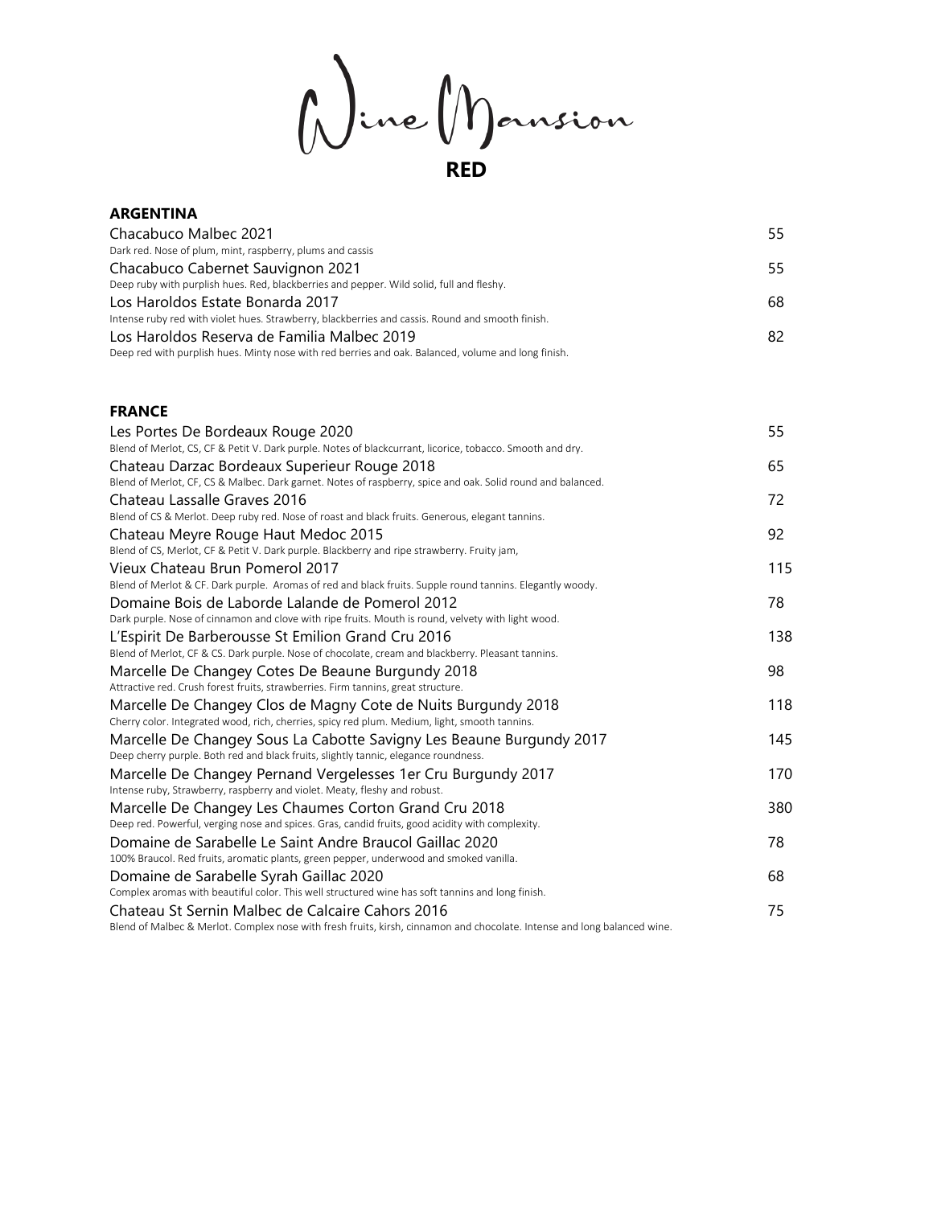# Wine Mansion

## RED

### ARGENTINA

| | |
|---|---|
| Chacabuco Malbec 2021<br>Dark red. Nose of plum, mint, raspberry, plums and cassis | 55 |
| Chacabuco Cabernet Sauvignon 2021<br>Deep ruby with purplish hues. Red, blackberries and pepper. Wild solid, full and fleshy. | 55 |
| Los Haroldos Estate Bonarda 2017<br>Intense ruby red with violet hues. Strawberry, blackberries and cassis. Round and smooth finish. | 68 |
| Los Haroldos Reserva de Familia Malbec 2019<br>Deep red with purplish hues. Minty nose with red berries and oak. Balanced, volume and long finish. | 82 |

### FRANCE

| | |
|---|---|
| Les Portes De Bordeaux Rouge 2020<br>Blend of Merlot, CS, CF & Petit V. Dark purple. Notes of blackcurrant, licorice, tobacco. Smooth and dry. | 55 |
| Chateau Darzac Bordeaux Superieur Rouge 2018<br>Blend of Merlot, CF, CS & Malbec. Dark garnet. Notes of raspberry, spice and oak. Solid round and balanced. | 65 |
| Chateau Lassalle Graves 2016<br>Blend of CS & Merlot. Deep ruby red. Nose of roast and black fruits. Generous, elegant tannins. | 72 |
| Chateau Meyre Rouge Haut Medoc 2015<br>Blend of CS, Merlot, CF & Petit V. Dark purple. Blackberry and ripe strawberry. Fruity jam, | 92 |
| Vieux Chateau Brun Pomerol 2017<br>Blend of Merlot & CF. Dark purple. Aromas of red and black fruits. Supple round tannins. Elegantly woody. | 115 |
| Domaine Bois de Laborde Lalande de Pomerol 2012<br>Dark purple. Nose of cinnamon and clove with ripe fruits. Mouth is round, velvety with light wood. | 78 |
| L'Espirit De Barberousse St Emilion Grand Cru 2016<br>Blend of Merlot, CF & CS. Dark purple. Nose of chocolate, cream and blackberry. Pleasant tannins. | 138 |
| Marcelle De Changey Cotes De Beaune Burgundy 2018<br>Attractive red. Crush forest fruits, strawberries. Firm tannins, great structure. | 98 |
| Marcelle De Changey Clos de Magny Cote de Nuits Burgundy 2018<br>Cherry color. Integrated wood, rich, cherries, spicy red plum. Medium, light, smooth tannins. | 118 |
| Marcelle De Changey Sous La Cabotte Savigny Les Beaune Burgundy 2017<br>Deep cherry purple. Both red and black fruits, slightly tannic, elegance roundness. | 145 |
| Marcelle De Changey Pernand Vergelesses 1er Cru Burgundy 2017<br>Intense ruby, Strawberry, raspberry and violet. Meaty, fleshy and robust. | 170 |
| Marcelle De Changey Les Chaumes Corton Grand Cru 2018<br>Deep red. Powerful, verging nose and spices. Gras, candid fruits, good acidity with complexity. | 380 |
| Domaine de Sarabelle Le Saint Andre Braucol Gaillac 2020<br>100% Braucol. Red fruits, aromatic plants, green pepper, underwood and smoked vanilla. | 78 |
| Domaine de Sarabelle Syrah Gaillac 2020<br>Complex aromas with beautiful color. This well structured wine has soft tannins and long finish. | 68 |
| Chateau St Sernin Malbec de Calcaire Cahors 2016<br>Blend of Malbec & Merlot. Complex nose with fresh fruits, kirsh, cinnamon and chocolate. Intense and long balanced wine. | 75 |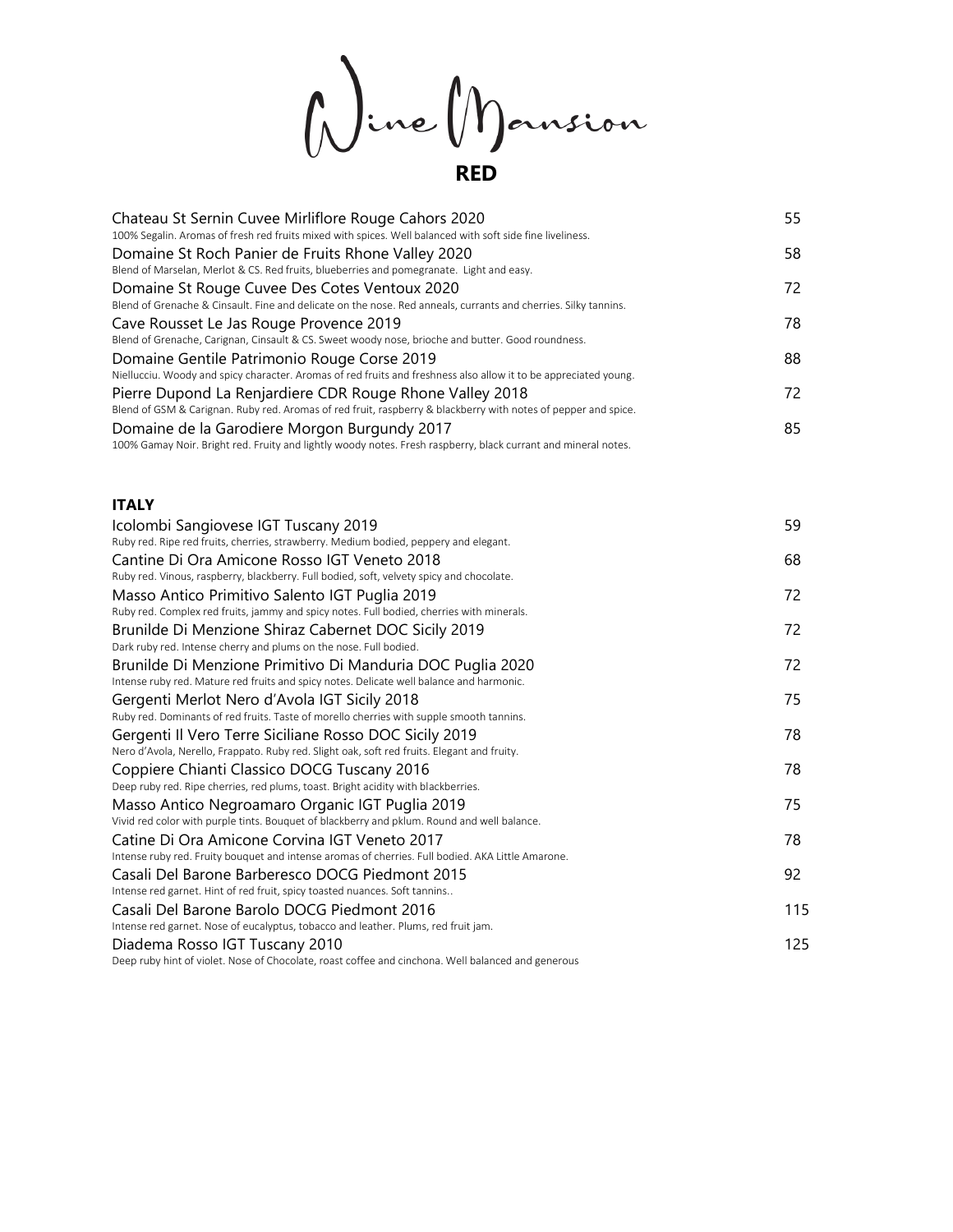# Wine Mansion

## RED

Chateau St Sernin Cuvee Mirliflore Rouge Cahors 2020 — 55
100% Segalin. Aromas of fresh red fruits mixed with spices. Well balanced with soft side fine liveliness.

Domaine St Roch Panier de Fruits Rhone Valley 2020 — 58
Blend of Marselan, Merlot & CS. Red fruits, blueberries and pomegranate. Light and easy.

Domaine St Rouge Cuvee Des Cotes Ventoux 2020 — 72
Blend of Grenache & Cinsault. Fine and delicate on the nose. Red anneals, currants and cherries. Silky tannins.

Cave Rousset Le Jas Rouge Provence 2019 — 78
Blend of Grenache, Carignan, Cinsault & CS. Sweet woody nose, brioche and butter. Good roundness.

Domaine Gentile Patrimonio Rouge Corse 2019 — 88
Niellucciu. Woody and spicy character. Aromas of red fruits and freshness also allow it to be appreciated young.

Pierre Dupond La Renjardiere CDR Rouge Rhone Valley 2018 — 72
Blend of GSM & Carignan. Ruby red. Aromas of red fruit, raspberry & blackberry with notes of pepper and spice.

Domaine de la Garodiere Morgon Burgundy 2017 — 85
100% Gamay Noir. Bright red. Fruity and lightly woody notes. Fresh raspberry, black currant and mineral notes.

### ITALY

Icolombi Sangiovese IGT Tuscany 2019 — 59
Ruby red. Ripe red fruits, cherries, strawberry. Medium bodied, peppery and elegant.

Cantine Di Ora Amicone Rosso IGT Veneto 2018 — 68
Ruby red. Vinous, raspberry, blackberry. Full bodied, soft, velvety spicy and chocolate.

Masso Antico Primitivo Salento IGT Puglia 2019 — 72
Ruby red. Complex red fruits, jammy and spicy notes. Full bodied, cherries with minerals.

Brunilde Di Menzione Shiraz Cabernet DOC Sicily 2019 — 72
Dark ruby red. Intense cherry and plums on the nose. Full bodied.

Brunilde Di Menzione Primitivo Di Manduria DOC Puglia 2020 — 72
Intense ruby red. Mature red fruits and spicy notes. Delicate well balance and harmonic.

Gergenti Merlot Nero d'Avola IGT Sicily 2018 — 75
Ruby red. Dominants of red fruits. Taste of morello cherries with supple smooth tannins.

Gergenti Il Vero Terre Siciliane Rosso DOC Sicily 2019 — 78
Nero d'Avola, Nerello, Frappato. Ruby red. Slight oak, soft red fruits. Elegant and fruity.

Coppiere Chianti Classico DOCG Tuscany 2016 — 78
Deep ruby red. Ripe cherries, red plums, toast. Bright acidity with blackberries.

Masso Antico Negroamaro Organic IGT Puglia 2019 — 75
Vivid red color with purple tints. Bouquet of blackberry and pklum. Round and well balance.

Catine Di Ora Amicone Corvina IGT Veneto 2017 — 78
Intense ruby red. Fruity bouquet and intense aromas of cherries. Full bodied. AKA Little Amarone.

Casali Del Barone Barberesco DOCG Piedmont 2015 — 92
Intense red garnet. Hint of red fruit, spicy toasted nuances. Soft tannins..

Casali Del Barone Barolo DOCG Piedmont 2016 — 115
Intense red garnet. Nose of eucalyptus, tobacco and leather. Plums, red fruit jam.

Diadema Rosso IGT Tuscany 2010 — 125
Deep ruby hint of violet. Nose of Chocolate, roast coffee and cinchona. Well balanced and generous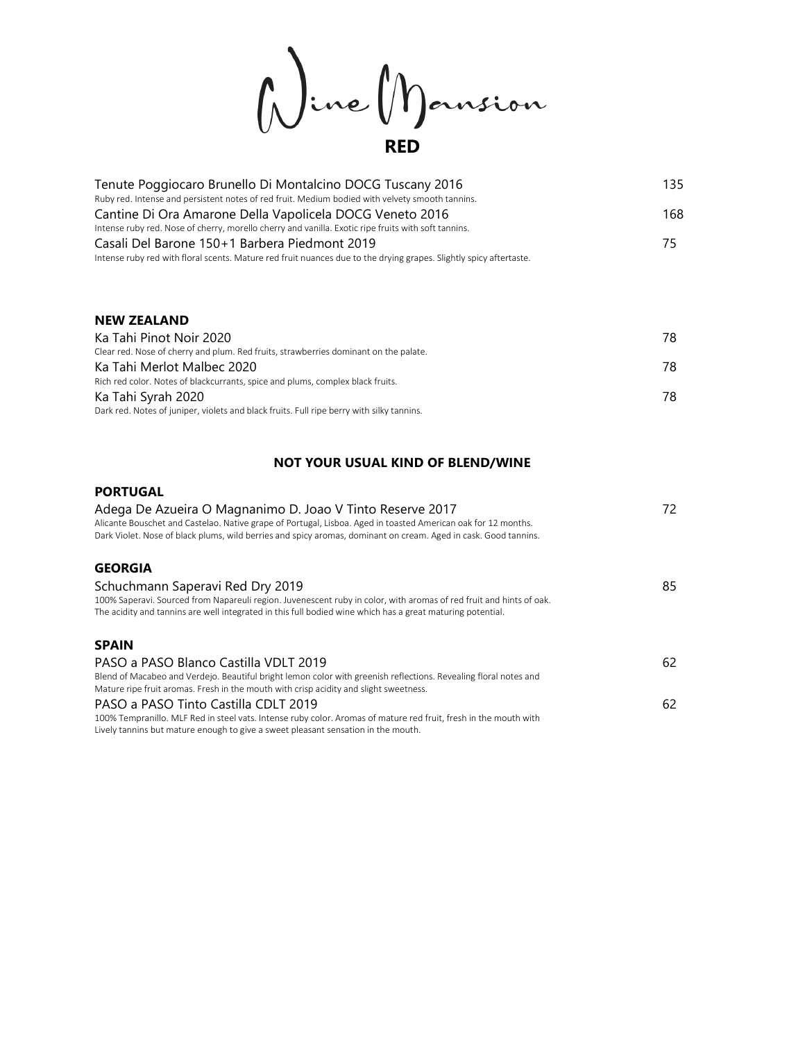# Wine Mansion

## RED

Tenute Poggiocaro Brunello Di Montalcino DOCG Tuscany 2016 — 135
Ruby red. Intense and persistent notes of red fruit. Medium bodied with velvety smooth tannins.

Cantine Di Ora Amarone Della Vapolicela DOCG Veneto 2016 — 168
Intense ruby red. Nose of cherry, morello cherry and vanilla. Exotic ripe fruits with soft tannins.

Casali Del Barone 150+1 Barbera Piedmont 2019 — 75
Intense ruby red with floral scents. Mature red fruit nuances due to the drying grapes. Slightly spicy aftertaste.

### NEW ZEALAND

Ka Tahi Pinot Noir 2020 — 78
Clear red. Nose of cherry and plum. Red fruits, strawberries dominant on the palate.

Ka Tahi Merlot Malbec 2020 — 78
Rich red color. Notes of blackcurrants, spice and plums, complex black fruits.

Ka Tahi Syrah 2020 — 78
Dark red. Notes of juniper, violets and black fruits. Full ripe berry with silky tannins.

## NOT YOUR USUAL KIND OF BLEND/WINE

### PORTUGAL

Adega De Azueira O Magnanimo D. Joao V Tinto Reserve 2017 — 72
Alicante Bouschet and Castelao. Native grape of Portugal, Lisboa. Aged in toasted American oak for 12 months.
Dark Violet. Nose of black plums, wild berries and spicy aromas, dominant on cream. Aged in cask. Good tannins.

### GEORGIA

Schuchmann Saperavi Red Dry 2019 — 85
100% Saperavi. Sourced from Napareuli region. Juvenescent ruby in color, with aromas of red fruit and hints of oak.
The acidity and tannins are well integrated in this full bodied wine which has a great maturing potential.

### SPAIN

PASO a PASO Blanco Castilla VDLT 2019 — 62
Blend of Macabeo and Verdejo. Beautiful bright lemon color with greenish reflections. Revealing floral notes and
Mature ripe fruit aromas. Fresh in the mouth with crisp acidity and slight sweetness.

PASO a PASO Tinto Castilla CDLT 2019 — 62
100% Tempranillo. MLF Red in steel vats. Intense ruby color. Aromas of mature red fruit, fresh in the mouth with
Lively tannins but mature enough to give a sweet pleasant sensation in the mouth.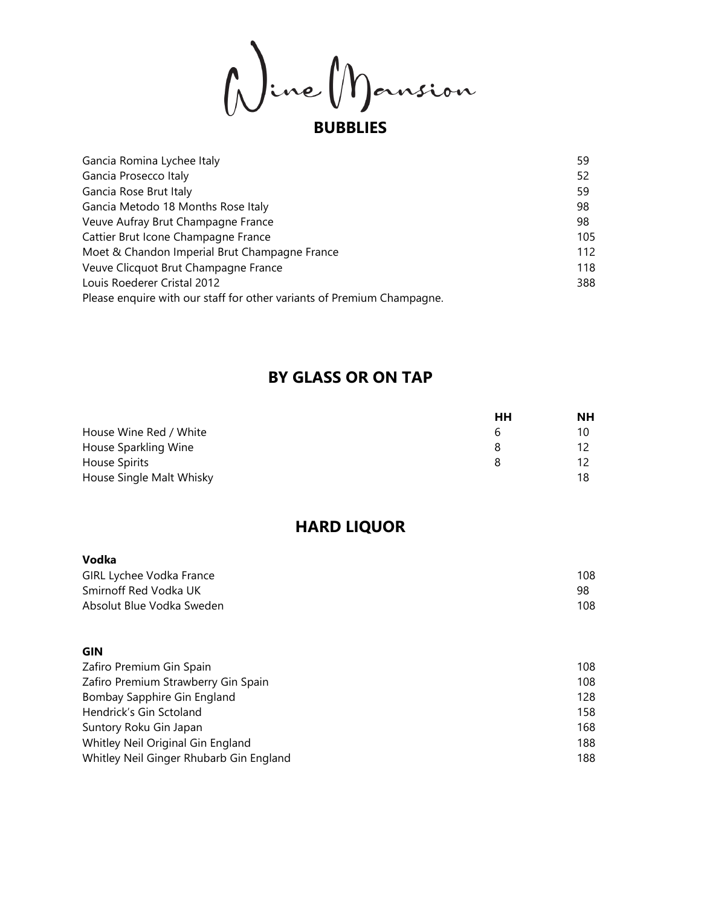# Wine Mansion

## BUBBLIES

| | |
|---|---|
| Gancia Romina Lychee Italy | 59 |
| Gancia Prosecco Italy | 52 |
| Gancia Rose Brut Italy | 59 |
| Gancia Metodo 18 Months Rose Italy | 98 |
| Veuve Aufray Brut Champagne France | 98 |
| Cattier Brut Icone Champagne France | 105 |
| Moet & Chandon Imperial Brut Champagne France | 112 |
| Veuve Clicquot Brut Champagne France | 118 |
| Louis Roederer Cristal 2012 | 388 |

Please enquire with our staff for other variants of Premium Champagne.

## BY GLASS OR ON TAP

| | HH | NH |
|---|---|---|
| House Wine Red / White | 6 | 10 |
| House Sparkling Wine | 8 | 12 |
| House Spirits | 8 | 12 |
| House Single Malt Whisky | | 18 |

## HARD LIQUOR

**Vodka**

| | |
|---|---|
| GIRL Lychee Vodka France | 108 |
| Smirnoff Red Vodka UK | 98 |
| Absolut Blue Vodka Sweden | 108 |

**GIN**

| | |
|---|---|
| Zafiro Premium Gin Spain | 108 |
| Zafiro Premium Strawberry Gin Spain | 108 |
| Bombay Sapphire Gin England | 128 |
| Hendrick's Gin Sctoland | 158 |
| Suntory Roku Gin Japan | 168 |
| Whitley Neil Original Gin England | 188 |
| Whitley Neil Ginger Rhubarb Gin England | 188 |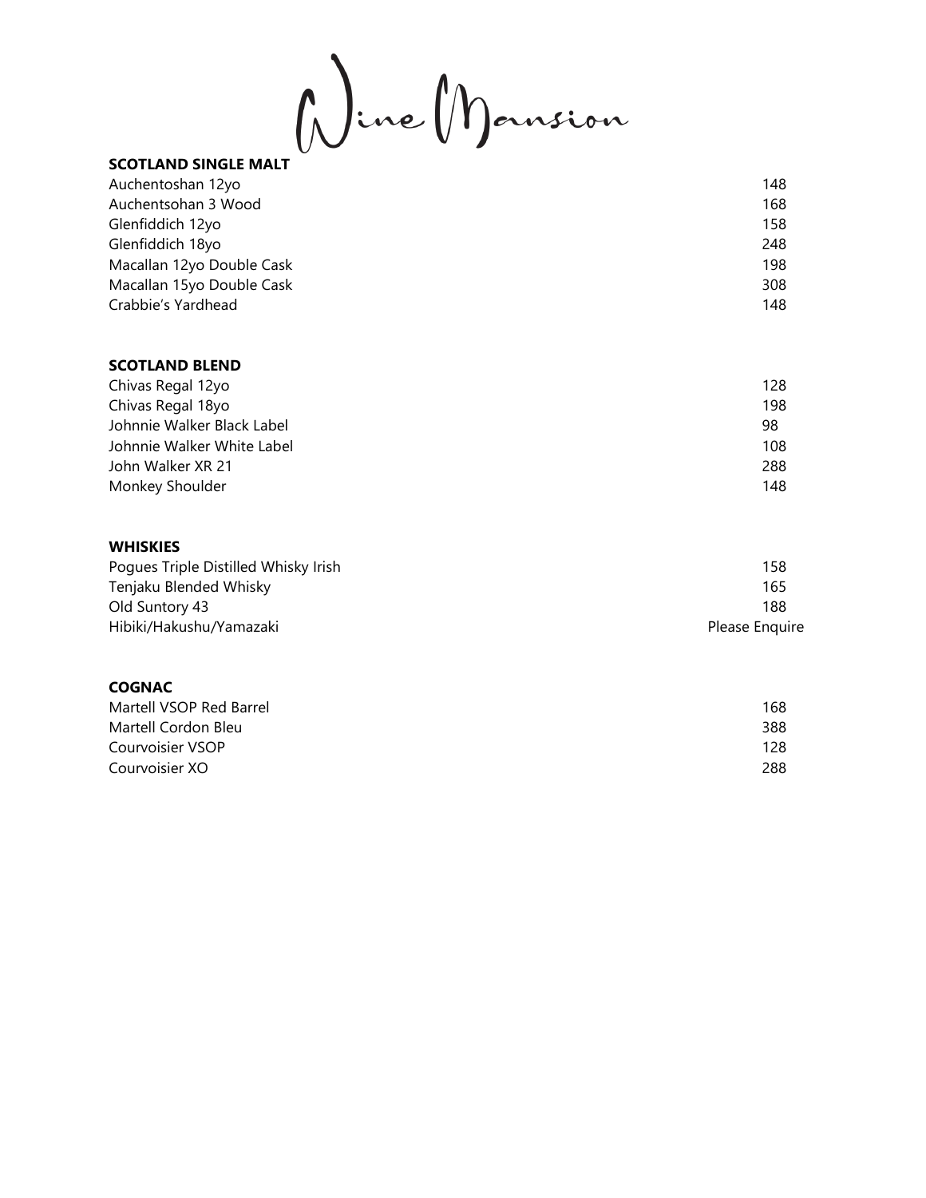# Wine Mansion

## SCOTLAND SINGLE MALT

| | |
|---|---|
| Auchentoshan 12yo | 148 |
| Auchentsohan 3 Wood | 168 |
| Glenfiddich 12yo | 158 |
| Glenfiddich 18yo | 248 |
| Macallan 12yo Double Cask | 198 |
| Macallan 15yo Double Cask | 308 |
| Crabbie's Yardhead | 148 |

## SCOTLAND BLEND

| | |
|---|---|
| Chivas Regal 12yo | 128 |
| Chivas Regal 18yo | 198 |
| Johnnie Walker Black Label | 98 |
| Johnnie Walker White Label | 108 |
| John Walker XR 21 | 288 |
| Monkey Shoulder | 148 |

## WHISKIES

| | |
|---|---|
| Pogues Triple Distilled Whisky Irish | 158 |
| Tenjaku Blended Whisky | 165 |
| Old Suntory 43 | 188 |
| Hibiki/Hakushu/Yamazaki | Please Enquire |

## COGNAC

| | |
|---|---|
| Martell VSOP Red Barrel | 168 |
| Martell Cordon Bleu | 388 |
| Courvoisier VSOP | 128 |
| Courvoisier XO | 288 |